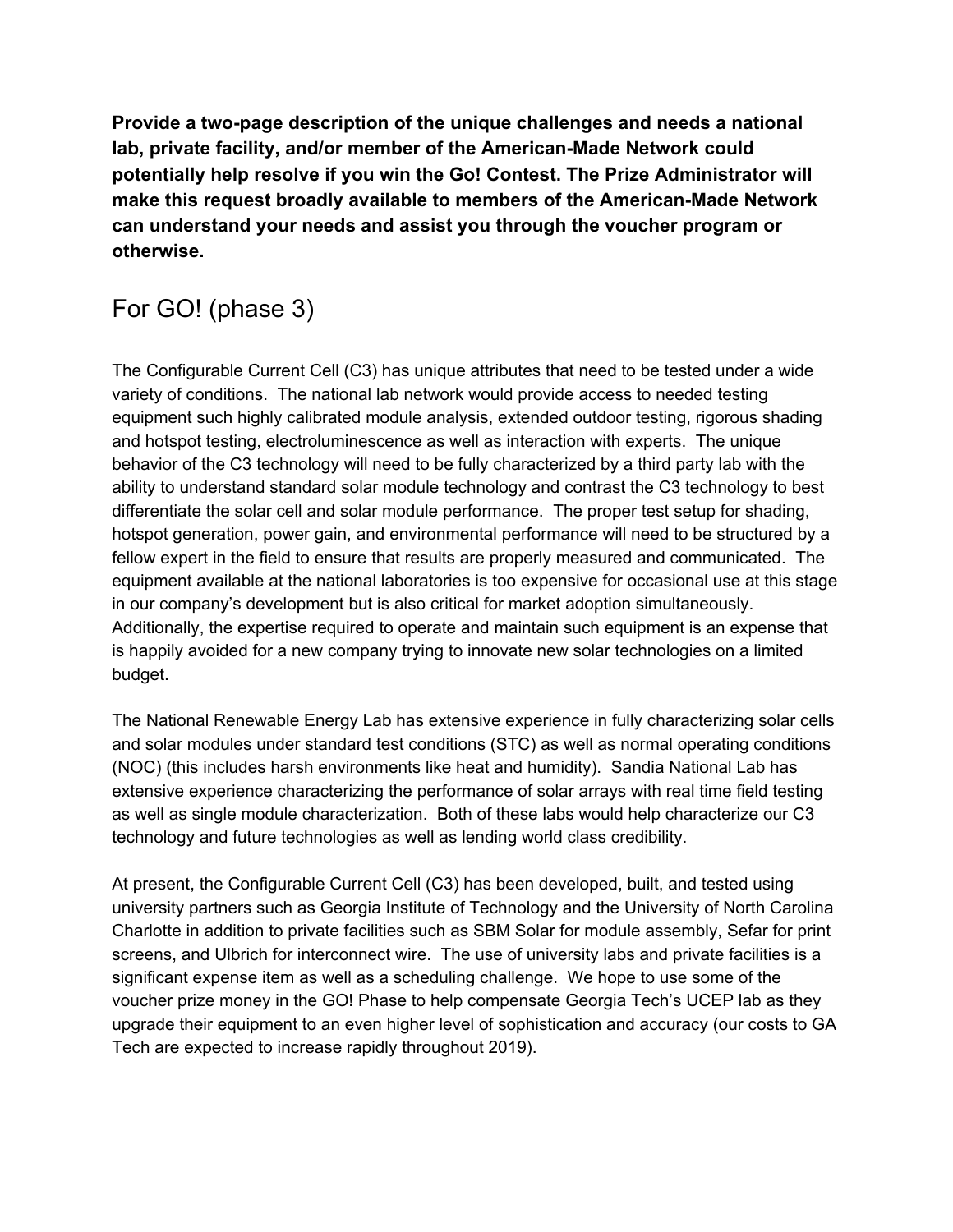**Provide a two-page description of the unique challenges and needs a national lab, private facility, and/or member of the American-Made Network could potentially help resolve if you win the Go! Contest. The Prize Administrator will make this request broadly available to members of the American-Made Network can understand your needs and assist you through the voucher program or otherwise.**

# For GO! (phase 3)

The Configurable Current Cell (C3) has unique attributes that need to be tested under a wide variety of conditions. The national lab network would provide access to needed testing equipment such highly calibrated module analysis, extended outdoor testing, rigorous shading and hotspot testing, electroluminescence as well as interaction with experts. The unique behavior of the C3 technology will need to be fully characterized by a third party lab with the ability to understand standard solar module technology and contrast the C3 technology to best differentiate the solar cell and solar module performance. The proper test setup for shading, hotspot generation, power gain, and environmental performance will need to be structured by a fellow expert in the field to ensure that results are properly measured and communicated. The equipment available at the national laboratories is too expensive for occasional use at this stage in our company's development but is also critical for market adoption simultaneously. Additionally, the expertise required to operate and maintain such equipment is an expense that is happily avoided for a new company trying to innovate new solar technologies on a limited budget.

The National Renewable Energy Lab has extensive experience in fully characterizing solar cells and solar modules under standard test conditions (STC) as well as normal operating conditions (NOC) (this includes harsh environments like heat and humidity). Sandia National Lab has extensive experience characterizing the performance of solar arrays with real time field testing as well as single module characterization. Both of these labs would help characterize our C3 technology and future technologies as well as lending world class credibility.

At present, the Configurable Current Cell (C3) has been developed, built, and tested using university partners such as Georgia Institute of Technology and the University of North Carolina Charlotte in addition to private facilities such as SBM Solar for module assembly, Sefar for print screens, and Ulbrich for interconnect wire. The use of university labs and private facilities is a significant expense item as well as a scheduling challenge. We hope to use some of the voucher prize money in the GO! Phase to help compensate Georgia Tech's UCEP lab as they upgrade their equipment to an even higher level of sophistication and accuracy (our costs to GA Tech are expected to increase rapidly throughout 2019).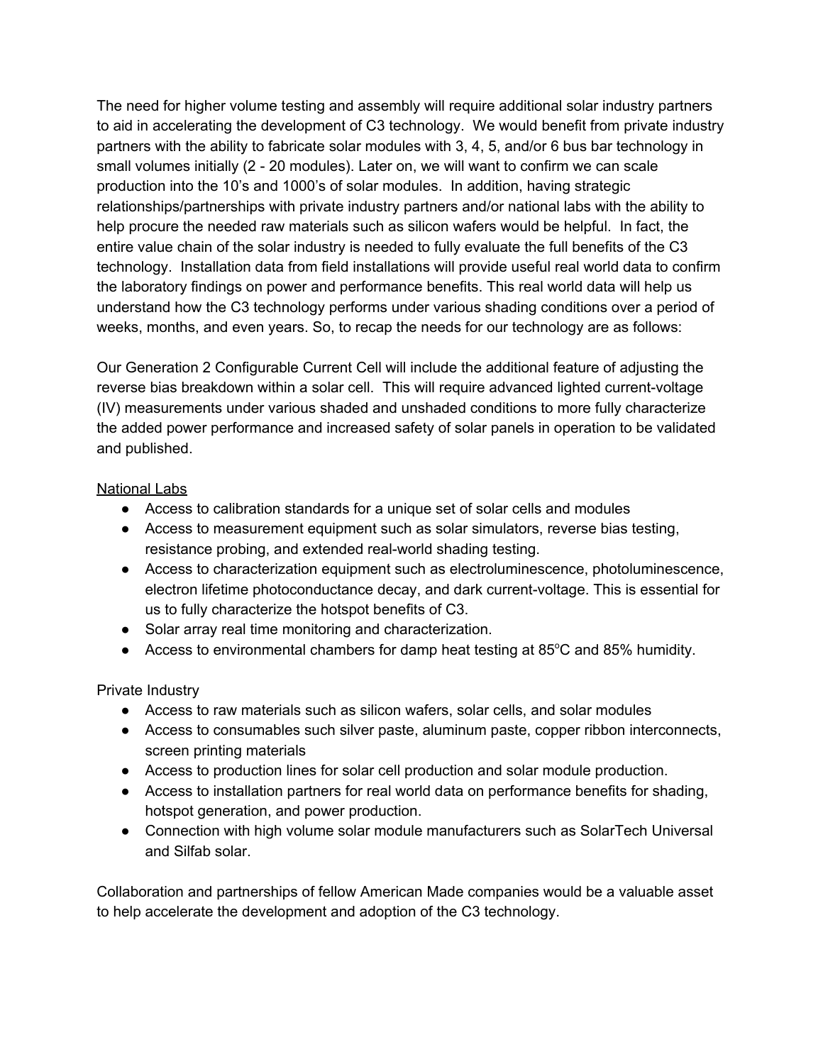The need for higher volume testing and assembly will require additional solar industry partners to aid in accelerating the development of C3 technology. We would benefit from private industry partners with the ability to fabricate solar modules with 3, 4, 5, and/or 6 bus bar technology in small volumes initially (2 - 20 modules). Later on, we will want to confirm we can scale production into the 10's and 1000's of solar modules. In addition, having strategic relationships/partnerships with private industry partners and/or national labs with the ability to help procure the needed raw materials such as silicon wafers would be helpful. In fact, the entire value chain of the solar industry is needed to fully evaluate the full benefits of the C3 technology. Installation data from field installations will provide useful real world data to confirm the laboratory findings on power and performance benefits. This real world data will help us understand how the C3 technology performs under various shading conditions over a period of weeks, months, and even years. So, to recap the needs for our technology are as follows:

Our Generation 2 Configurable Current Cell will include the additional feature of adjusting the reverse bias breakdown within a solar cell. This will require advanced lighted current-voltage (IV) measurements under various shaded and unshaded conditions to more fully characterize the added power performance and increased safety of solar panels in operation to be validated and published.

<u>National Labs</u>

- Access to calibration standards for a unique set of solar cells and modules
- Access to measurement equipment such as solar simulators, reverse bias testing, resistance probing, and extended real-world shading testing.
- Access to characterization equipment such as electroluminescence, photoluminescence, electron lifetime photoconductance decay, and dark current-voltage. This is essential for us to fully characterize the hotspot benefits of C3.
- Solar array real time monitoring and characterization.
- Access to environmental chambers for damp heat testing at 85°C and 85% humidity.

Private Industry

- Access to raw materials such as silicon wafers, solar cells, and solar modules
- Access to consumables such silver paste, aluminum paste, copper ribbon interconnects, screen printing materials
- Access to production lines for solar cell production and solar module production.
- Access to installation partners for real world data on performance benefits for shading, hotspot generation, and power production.
- Connection with high volume solar module manufacturers such as SolarTech Universal and Silfab solar.

Collaboration and partnerships of fellow American Made companies would be a valuable asset to help accelerate the development and adoption of the C3 technology.